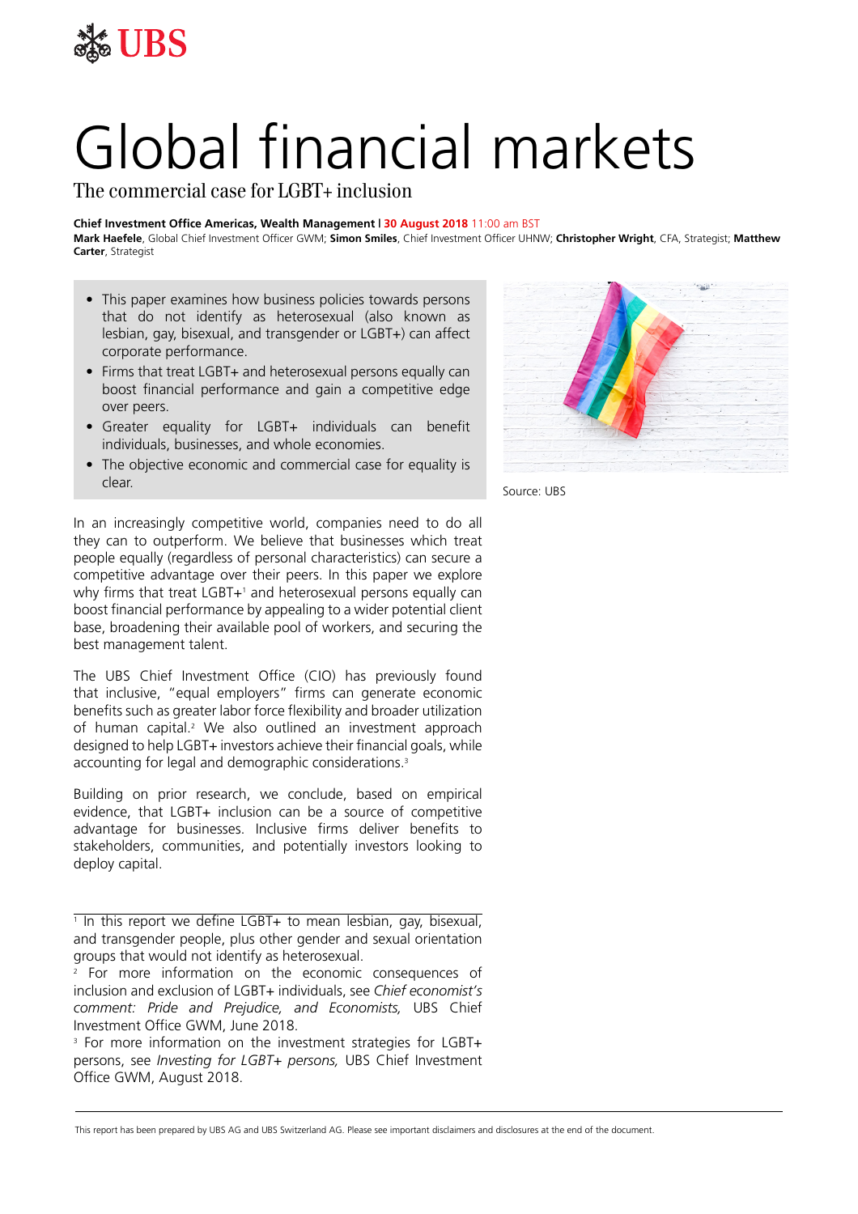# Global financial markets

## The commercial case for LGBT+ inclusion

**Chief Investment Office Americas, Wealth Management | 30 August 2018** 11:00 am BST

**Mark Haefele**, Global Chief Investment Officer GWM; **Simon Smiles**, Chief Investment Officer UHNW; **Christopher Wright**, CFA, Strategist; **Matthew Carter**, Strategist

- This paper examines how business policies towards persons that do not identify as heterosexual (also known as lesbian, gay, bisexual, and transgender or LGBT+) can affect corporate performance.
- Firms that treat LGBT+ and heterosexual persons equally can boost financial performance and gain a competitive edge over peers.
- Greater equality for LGBT+ individuals can benefit individuals, businesses, and whole economies.
- The objective economic and commercial case for equality is clear.

Source: UBS

In an increasingly competitive world, companies need to do all they can to outperform. We believe that businesses which treat people equally (regardless of personal characteristics) can secure a competitive advantage over their peers. In this paper we explore why firms that treat LGBT+[1] and heterosexual persons equally can boost financial performance by appealing to a wider potential client base, broadening their available pool of workers, and securing the best management talent.

The UBS Chief Investment Office (CIO) has previously found that inclusive, "equal employers" firms can generate economic benefits such as greater labor force flexibility and broader utilization of human capital.[2] We also outlined an investment approach designed to help LGBT+ investors achieve their financial goals, while accounting for legal and demographic considerations.[3]

Building on prior research, we conclude, based on empirical evidence, that LGBT+ inclusion can be a source of competitive advantage for businesses. Inclusive firms deliver benefits to stakeholders, communities, and potentially investors looking to deploy capital.

[1] In this report we define LGBT+ to mean lesbian, gay, bisexual, and transgender people, plus other gender and sexual orientation groups that would not identify as heterosexual.

[2] For more information on the economic consequences of inclusion and exclusion of LGBT+ individuals, see *Chief economist's comment: Pride and Prejudice, and Economists,* UBS Chief Investment Office GWM, June 2018.

[3] For more information on the investment strategies for LGBT+ persons, see *Investing for LGBT+ persons,* UBS Chief Investment Office GWM, August 2018.

This report has been prepared by UBS AG and UBS Switzerland AG. Please see important disclaimers and disclosures at the end of the document.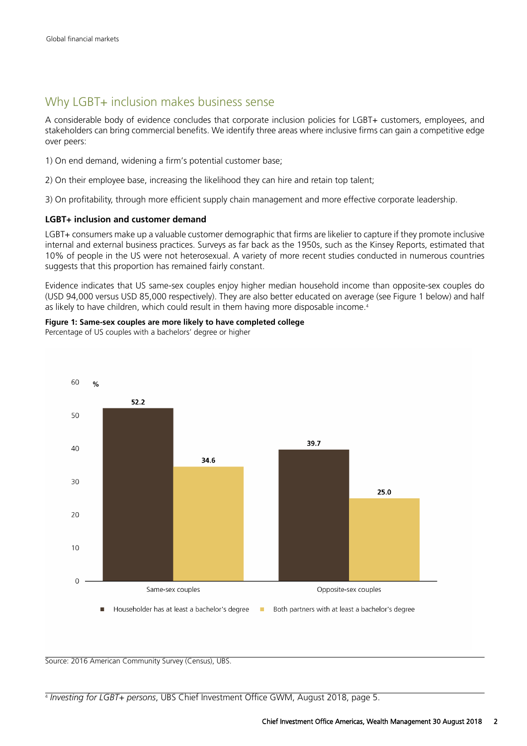## Why LGBT+ inclusion makes business sense

A considerable body of evidence concludes that corporate inclusion policies for LGBT+ customers, employees, and stakeholders can bring commercial benefits. We identify three areas where inclusive firms can gain a competitive edge over peers:

1) On end demand, widening a firm's potential customer base;

2) On their employee base, increasing the likelihood they can hire and retain top talent;

3) On profitability, through more efficient supply chain management and more effective corporate leadership.

### LGBT+ inclusion and customer demand

LGBT+ consumers make up a valuable customer demographic that firms are likelier to capture if they promote inclusive internal and external business practices. Surveys as far back as the 1950s, such as the Kinsey Reports, estimated that 10% of people in the US were not heterosexual. A variety of more recent studies conducted in numerous countries suggests that this proportion has remained fairly constant.

Evidence indicates that US same-sex couples enjoy higher median household income than opposite-sex couples do (USD 94,000 versus USD 85,000 respectively). They are also better educated on average (see Figure 1 below) and half as likely to have children, which could result in them having more disposable income.[4]

**Figure 1: Same-sex couples are more likely to have completed college**
Percentage of US couples with a bachelors' degree or higher

| % | Householder has at least a bachelor's degree | Both partners with at least a bachelor's degree |
|---|---|---|
| Same-sex couples | 52.2 | 34.6 |
| Opposite-sex couples | 39.7 | 25.0 |

Source: 2016 American Community Survey (Census), UBS.

[4] *Investing for LGBT+ persons*, UBS Chief Investment Office GWM, August 2018, page 5.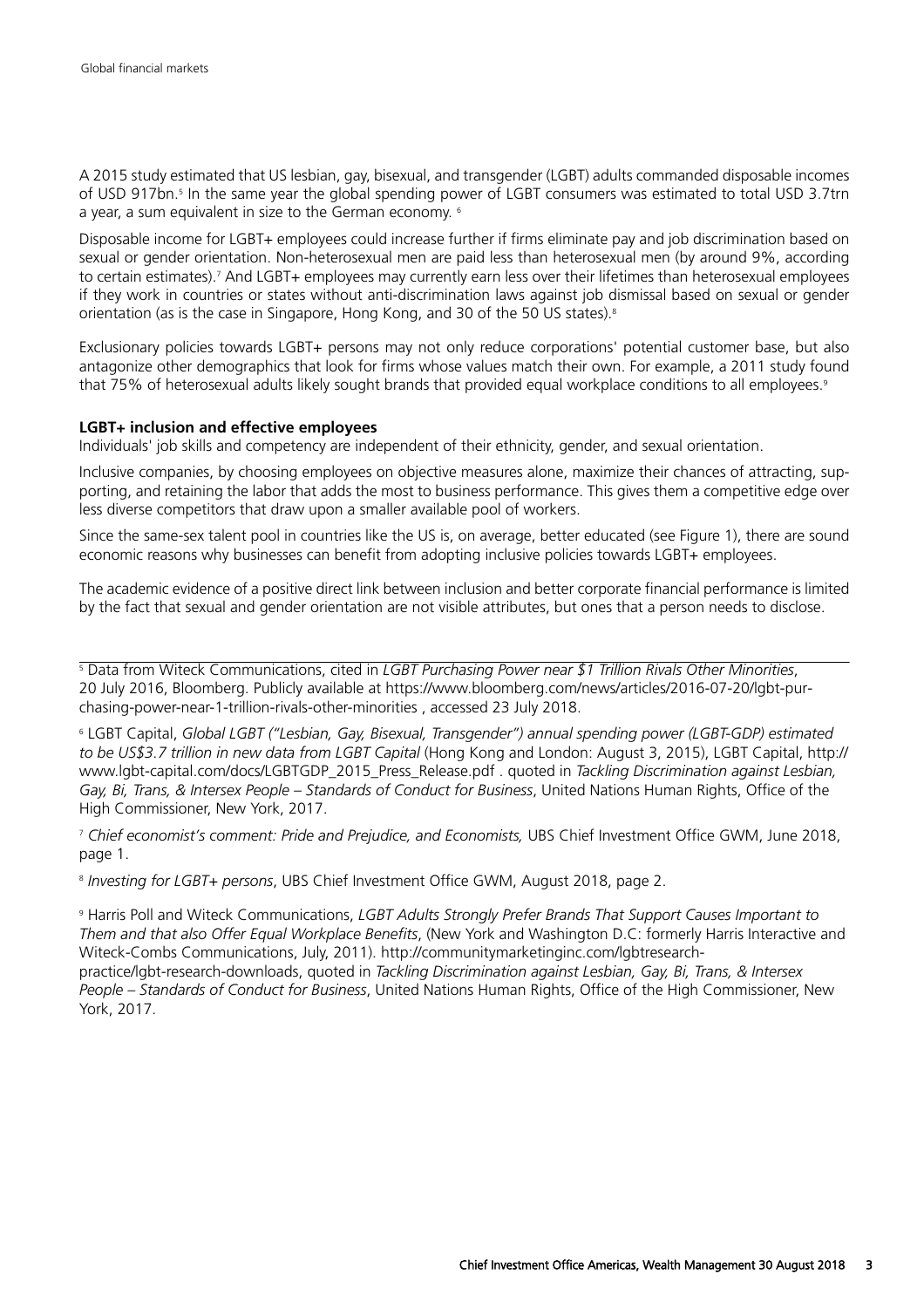A 2015 study estimated that US lesbian, gay, bisexual, and transgender (LGBT) adults commanded disposable incomes of USD 917bn.[5] In the same year the global spending power of LGBT consumers was estimated to total USD 3.7trn a year, a sum equivalent in size to the German economy.[6]

Disposable income for LGBT+ employees could increase further if firms eliminate pay and job discrimination based on sexual or gender orientation. Non-heterosexual men are paid less than heterosexual men (by around 9%, according to certain estimates).[7] And LGBT+ employees may currently earn less over their lifetimes than heterosexual employees if they work in countries or states without anti-discrimination laws against job dismissal based on sexual or gender orientation (as is the case in Singapore, Hong Kong, and 30 of the 50 US states).[8]

Exclusionary policies towards LGBT+ persons may not only reduce corporations' potential customer base, but also antagonize other demographics that look for firms whose values match their own. For example, a 2011 study found that 75% of heterosexual adults likely sought brands that provided equal workplace conditions to all employees.[9]

**LGBT+ inclusion and effective employees**

Individuals' job skills and competency are independent of their ethnicity, gender, and sexual orientation.

Inclusive companies, by choosing employees on objective measures alone, maximize their chances of attracting, supporting, and retaining the labor that adds the most to business performance. This gives them a competitive edge over less diverse competitors that draw upon a smaller available pool of workers.

Since the same-sex talent pool in countries like the US is, on average, better educated (see Figure 1), there are sound economic reasons why businesses can benefit from adopting inclusive policies towards LGBT+ employees.

The academic evidence of a positive direct link between inclusion and better corporate financial performance is limited by the fact that sexual and gender orientation are not visible attributes, but ones that a person needs to disclose.

---

[5] Data from Witeck Communications, cited in *LGBT Purchasing Power near $1 Trillion Rivals Other Minorities*, 20 July 2016, Bloomberg. Publicly available at https://www.bloomberg.com/news/articles/2016-07-20/lgbt-purchasing-power-near-1-trillion-rivals-other-minorities , accessed 23 July 2018.

[6] LGBT Capital, *Global LGBT ("Lesbian, Gay, Bisexual, Transgender") annual spending power (LGBT-GDP) estimated to be US$3.7 trillion in new data from LGBT Capital* (Hong Kong and London: August 3, 2015), LGBT Capital, http://www.lgbt-capital.com/docs/LGBTGDP_2015_Press_Release.pdf . quoted in *Tackling Discrimination against Lesbian, Gay, Bi, Trans, & Intersex People – Standards of Conduct for Business*, United Nations Human Rights, Office of the High Commissioner, New York, 2017.

[7] *Chief economist's comment: Pride and Prejudice, and Economists,* UBS Chief Investment Office GWM, June 2018, page 1.

[8] *Investing for LGBT+ persons*, UBS Chief Investment Office GWM, August 2018, page 2.

[9] Harris Poll and Witeck Communications, *LGBT Adults Strongly Prefer Brands That Support Causes Important to Them and that also Offer Equal Workplace Benefits*, (New York and Washington D.C: formerly Harris Interactive and Witeck-Combs Communications, July, 2011). http://communitymarketinginc.com/lgbtresearch-practice/lgbt-research-downloads, quoted in *Tackling Discrimination against Lesbian, Gay, Bi, Trans, & Intersex People – Standards of Conduct for Business*, United Nations Human Rights, Office of the High Commissioner, New York, 2017.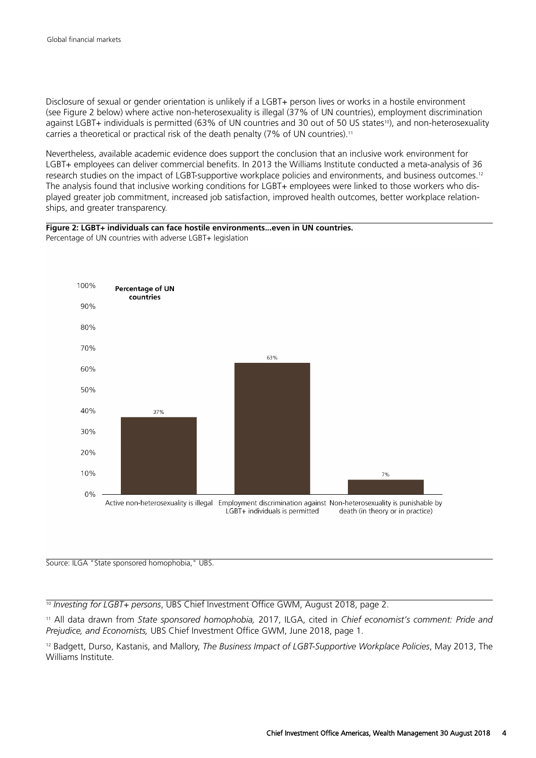Disclosure of sexual or gender orientation is unlikely if a LGBT+ person lives or works in a hostile environment (see Figure 2 below) where active non-heterosexuality is illegal (37% of UN countries), employment discrimination against LGBT+ individuals is permitted (63% of UN countries and 30 out of 50 US states[10]), and non-heterosexuality carries a theoretical or practical risk of the death penalty (7% of UN countries).[11]

Nevertheless, available academic evidence does support the conclusion that an inclusive work environment for LGBT+ employees can deliver commercial benefits. In 2013 the Williams Institute conducted a meta-analysis of 36 research studies on the impact of LGBT-supportive workplace policies and environments, and business outcomes.[12] The analysis found that inclusive working conditions for LGBT+ employees were linked to those workers who displayed greater job commitment, increased job satisfaction, improved health outcomes, better workplace relationships, and greater transparency.

**Figure 2: LGBT+ individuals can face hostile environments...even in UN countries.**
Percentage of UN countries with adverse LGBT+ legislation

| | Percentage of UN countries |
|---|---|
| Active non-heterosexuality is illegal | 37% |
| Employment discrimination against LGBT+ individuals is permitted | 63% |
| Non-heterosexuality is punishable by death (in theory or in practice) | 7% |

Source: ILGA "State sponsored homophobia," UBS.

[10] *Investing for LGBT+ persons*, UBS Chief Investment Office GWM, August 2018, page 2.

[11] All data drawn from *State sponsored homophobia,* 2017, ILGA, cited in *Chief economist's comment: Pride and Prejudice, and Economists,* UBS Chief Investment Office GWM, June 2018, page 1.

[12] Badgett, Durso, Kastanis, and Mallory, *The Business Impact of LGBT-Supportive Workplace Policies*, May 2013, The Williams Institute.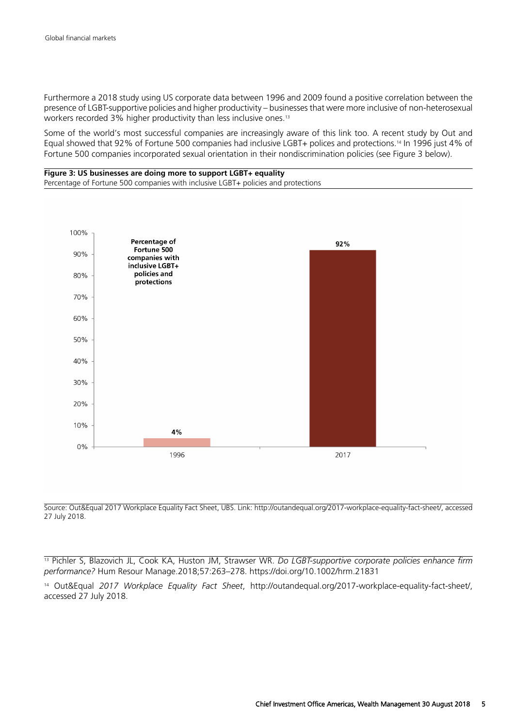Furthermore a 2018 study using US corporate data between 1996 and 2009 found a positive correlation between the presence of LGBT-supportive policies and higher productivity – businesses that were more inclusive of non-heterosexual workers recorded 3% higher productivity than less inclusive ones.[13]

Some of the world's most successful companies are increasingly aware of this link too. A recent study by Out and Equal showed that 92% of Fortune 500 companies had inclusive LGBT+ polices and protections.[14] In 1996 just 4% of Fortune 500 companies incorporated sexual orientation in their nondiscrimination policies (see Figure 3 below).

**Figure 3: US businesses are doing more to support LGBT+ equality**
Percentage of Fortune 500 companies with inclusive LGBT+ policies and protections

| Year | Percentage of Fortune 500 companies with inclusive LGBT+ policies and protections |
| --- | --- |
| 1996 | 4% |
| 2017 | 92% |

Source: Out&Equal 2017 Workplace Equality Fact Sheet, UBS. Link: http://outandequal.org/2017-workplace-equality-fact-sheet/, accessed 27 July 2018.

[13] Pichler S, Blazovich JL, Cook KA, Huston JM, Strawser WR. *Do LGBT-supportive corporate policies enhance firm performance?* Hum Resour Manage.2018;57:263–278. https://doi.org/10.1002/hrm.21831

[14] Out&Equal *2017 Workplace Equality Fact Sheet*, http://outandequal.org/2017-workplace-equality-fact-sheet/, accessed 27 July 2018.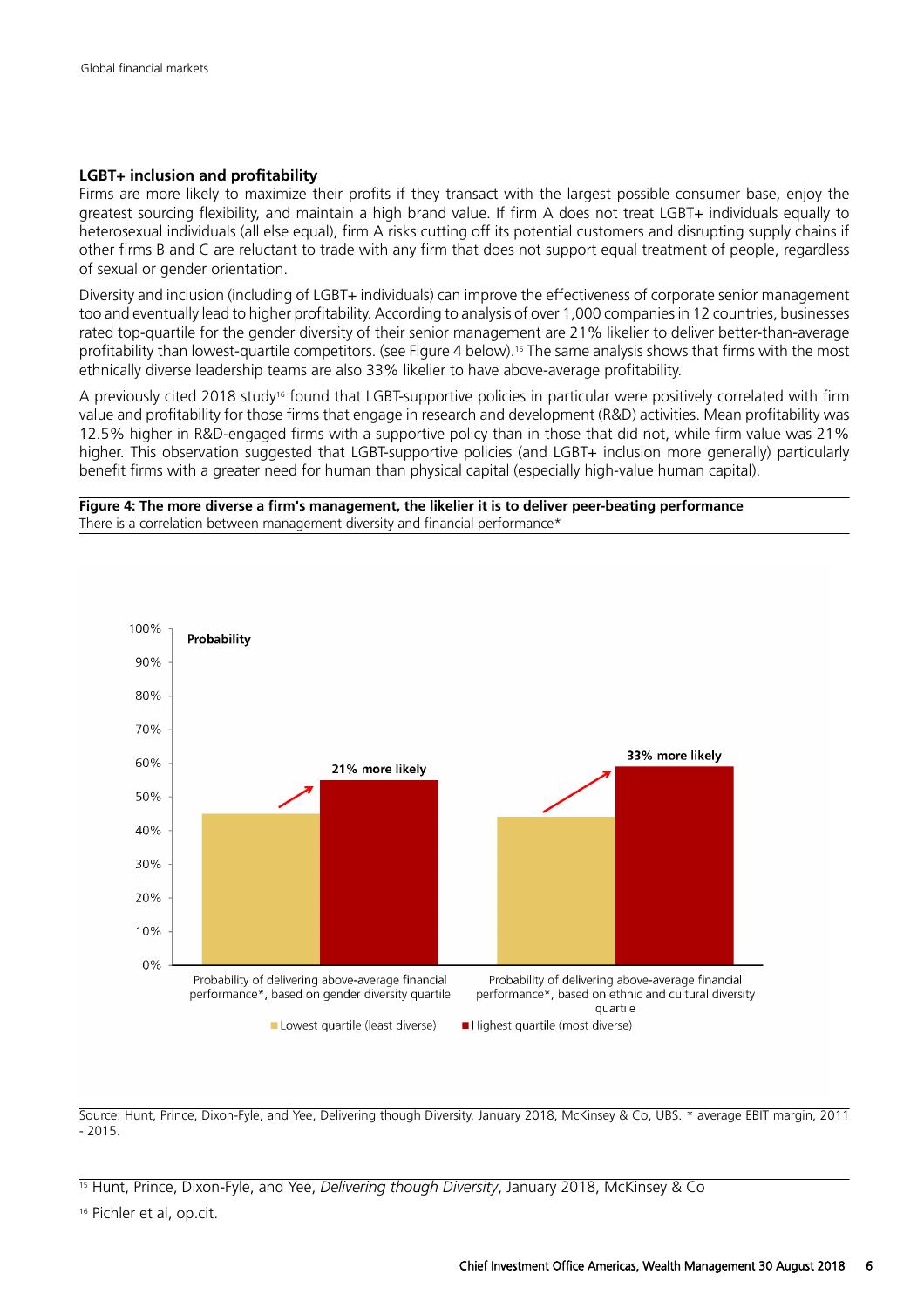### LGBT+ inclusion and profitability

Firms are more likely to maximize their profits if they transact with the largest possible consumer base, enjoy the greatest sourcing flexibility, and maintain a high brand value. If firm A does not treat LGBT+ individuals equally to heterosexual individuals (all else equal), firm A risks cutting off its potential customers and disrupting supply chains if other firms B and C are reluctant to trade with any firm that does not support equal treatment of people, regardless of sexual or gender orientation.

Diversity and inclusion (including of LGBT+ individuals) can improve the effectiveness of corporate senior management too and eventually lead to higher profitability. According to analysis of over 1,000 companies in 12 countries, businesses rated top-quartile for the gender diversity of their senior management are 21% likelier to deliver better-than-average profitability than lowest-quartile competitors. (see Figure 4 below).[15] The same analysis shows that firms with the most ethnically diverse leadership teams are also 33% likelier to have above-average profitability.

A previously cited 2018 study[16] found that LGBT-supportive policies in particular were positively correlated with firm value and profitability for those firms that engage in research and development (R&D) activities. Mean profitability was 12.5% higher in R&D-engaged firms with a supportive policy than in those that did not, while firm value was 21% higher. This observation suggested that LGBT-supportive policies (and LGBT+ inclusion more generally) particularly benefit firms with a greater need for human than physical capital (especially high-value human capital).

**Figure 4: The more diverse a firm's management, the likelier it is to deliver peer-beating performance**
There is a correlation between management diversity and financial performance*

Probability

| | Lowest quartile (least diverse) | Highest quartile (most diverse) | |
|---|---|---|---|
| Probability of delivering above-average financial performance*, based on gender diversity quartile | | | 21% more likely |
| Probability of delivering above-average financial performance*, based on ethnic and cultural diversity quartile | | | 33% more likely |

Source: Hunt, Prince, Dixon-Fyle, and Yee, Delivering though Diversity, January 2018, McKinsey & Co, UBS. * average EBIT margin, 2011 - 2015.

---

[15] Hunt, Prince, Dixon-Fyle, and Yee, *Delivering though Diversity*, January 2018, McKinsey & Co

[16] Pichler et al, op.cit.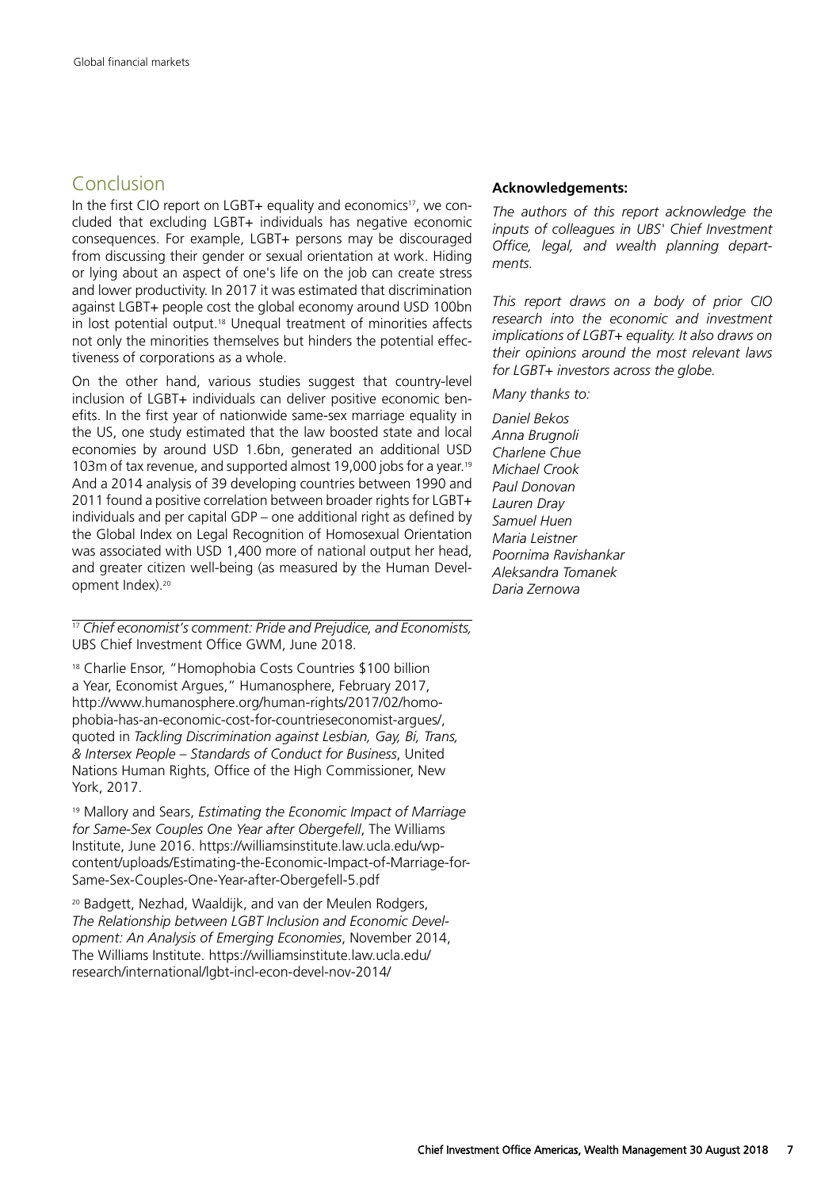## Conclusion

In the first CIO report on LGBT+ equality and economics[17], we concluded that excluding LGBT+ individuals has negative economic consequences. For example, LGBT+ persons may be discouraged from discussing their gender or sexual orientation at work. Hiding or lying about an aspect of one's life on the job can create stress and lower productivity. In 2017 it was estimated that discrimination against LGBT+ people cost the global economy around USD 100bn in lost potential output.[18] Unequal treatment of minorities affects not only the minorities themselves but hinders the potential effectiveness of corporations as a whole.

On the other hand, various studies suggest that country-level inclusion of LGBT+ individuals can deliver positive economic benefits. In the first year of nationwide same-sex marriage equality in the US, one study estimated that the law boosted state and local economies by around USD 1.6bn, generated an additional USD 103m of tax revenue, and supported almost 19,000 jobs for a year.[19] And a 2014 analysis of 39 developing countries between 1990 and 2011 found a positive correlation between broader rights for LGBT+ individuals and per capital GDP – one additional right as defined by the Global Index on Legal Recognition of Homosexual Orientation was associated with USD 1,400 more of national output her head, and greater citizen well-being (as measured by the Human Development Index).[20]

[17] *Chief economist's comment: Pride and Prejudice, and Economists,* UBS Chief Investment Office GWM, June 2018.

[18] Charlie Ensor, "Homophobia Costs Countries $100 billion a Year, Economist Argues," Humanosphere, February 2017, http://www.humanosphere.org/human-rights/2017/02/homophobia-has-an-economic-cost-for-countrieseconomist-argues/, quoted in *Tackling Discrimination against Lesbian, Gay, Bi, Trans, & Intersex People – Standards of Conduct for Business*, United Nations Human Rights, Office of the High Commissioner, New York, 2017.

[19] Mallory and Sears, *Estimating the Economic Impact of Marriage for Same-Sex Couples One Year after Obergefell*, The Williams Institute, June 2016. https://williamsinstitute.law.ucla.edu/wp-content/uploads/Estimating-the-Economic-Impact-of-Marriage-for-Same-Sex-Couples-One-Year-after-Obergefell-5.pdf

[20] Badgett, Nezhad, Waaldijk, and van der Meulen Rodgers, *The Relationship between LGBT Inclusion and Economic Development: An Analysis of Emerging Economies*, November 2014, The Williams Institute. https://williamsinstitute.law.ucla.edu/research/international/lgbt-incl-econ-devel-nov-2014/

**Acknowledgements:**

*The authors of this report acknowledge the inputs of colleagues in UBS' Chief Investment Office, legal, and wealth planning departments.*

*This report draws on a body of prior CIO research into the economic and investment implications of LGBT+ equality. It also draws on their opinions around the most relevant laws for LGBT+ investors across the globe.*

*Many thanks to:*

*Daniel Bekos*
*Anna Brugnoli*
*Charlene Chue*
*Michael Crook*
*Paul Donovan*
*Lauren Dray*
*Samuel Huen*
*Maria Leistner*
*Poornima Ravishankar*
*Aleksandra Tomanek*
*Daria Zernowa*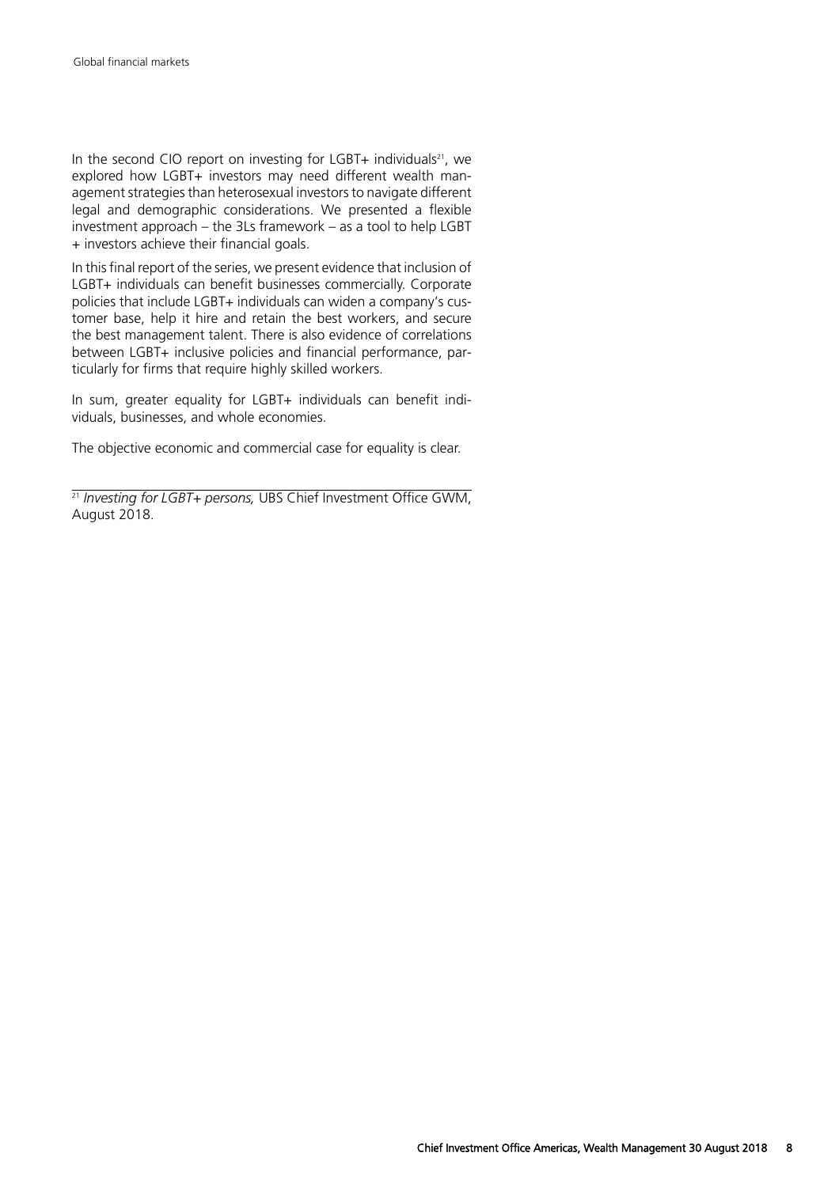In the second CIO report on investing for LGBT+ individuals[21], we explored how LGBT+ investors may need different wealth management strategies than heterosexual investors to navigate different legal and demographic considerations. We presented a flexible investment approach – the 3Ls framework – as a tool to help LGBT + investors achieve their financial goals.

In this final report of the series, we present evidence that inclusion of LGBT+ individuals can benefit businesses commercially. Corporate policies that include LGBT+ individuals can widen a company's customer base, help it hire and retain the best workers, and secure the best management talent. There is also evidence of correlations between LGBT+ inclusive policies and financial performance, particularly for firms that require highly skilled workers.

In sum, greater equality for LGBT+ individuals can benefit individuals, businesses, and whole economies.

The objective economic and commercial case for equality is clear.

---

[21] *Investing for LGBT+ persons,* UBS Chief Investment Office GWM, August 2018.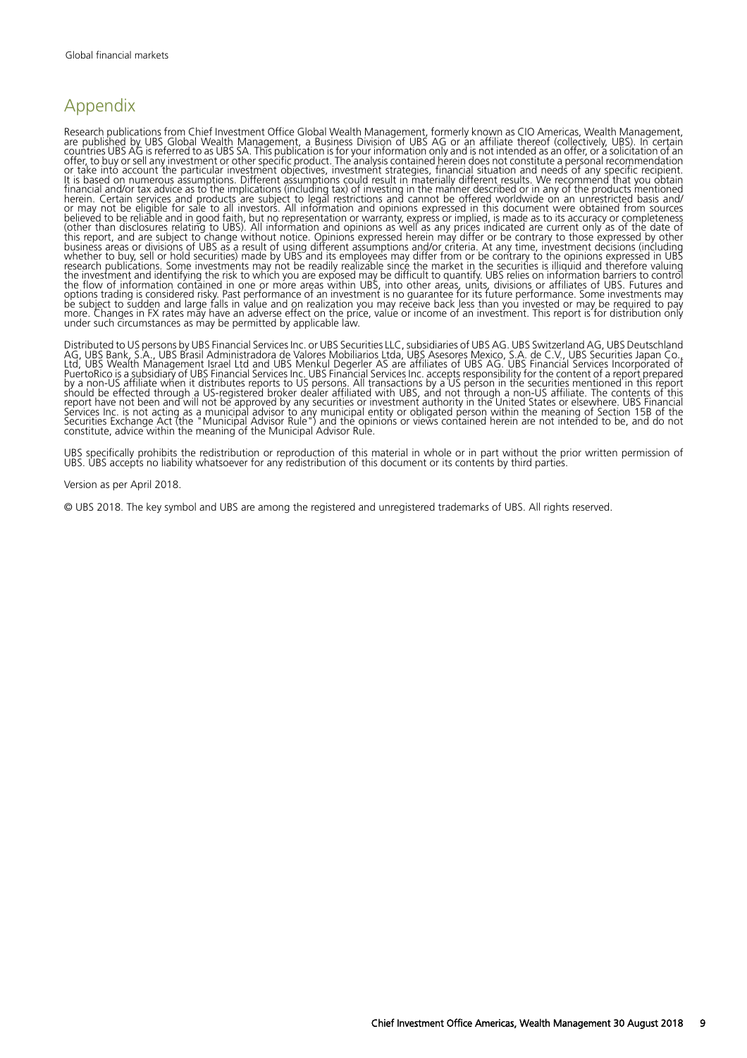# Appendix

Research publications from Chief Investment Office Global Wealth Management, formerly known as CIO Americas, Wealth Management, are published by UBS Global Wealth Management, a Business Division of UBS AG or an affiliate thereof (collectively, UBS). In certain countries UBS AG is referred to as UBS SA. This publication is for your information only and is not intended as an offer, or a solicitation of an offer, to buy or sell any investment or other specific product. The analysis contained herein does not constitute a personal recommendation or take into account the particular investment objectives, investment strategies, financial situation and needs of any specific recipient. It is based on numerous assumptions. Different assumptions could result in materially different results. We recommend that you obtain financial and/or tax advice as to the implications (including tax) of investing in the manner described or in any of the products mentioned herein. Certain services and products are subject to legal restrictions and cannot be offered worldwide on an unrestricted basis and/or may not be eligible for sale to all investors. All information and opinions expressed in this document were obtained from sources believed to be reliable and in good faith, but no representation or warranty, express or implied, is made as to its accuracy or completeness (other than disclosures relating to UBS). All information and opinions as well as any prices indicated are current only as of the date of this report, and are subject to change without notice. Opinions expressed herein may differ or be contrary to those expressed by other business areas or divisions of UBS as a result of using different assumptions and/or criteria. At any time, investment decisions (including whether to buy, sell or hold securities) made by UBS and its employees may differ from or be contrary to the opinions expressed in UBS research publications. Some investments may not be readily realizable since the market in the securities is illiquid and therefore valuing the investment and identifying the risk to which you are exposed may be difficult to quantify. UBS relies on information barriers to control the flow of information contained in one or more areas within UBS, into other areas, units, divisions or affiliates of UBS. Futures and options trading is considered risky. Past performance of an investment is no guarantee for its future performance. Some investments may be subject to sudden and large falls in value and on realization you may receive back less than you invested or may be required to pay more. Changes in FX rates may have an adverse effect on the price, value or income of an investment. This report is for distribution only under such circumstances as may be permitted by applicable law.

Distributed to US persons by UBS Financial Services Inc. or UBS Securities LLC, subsidiaries of UBS AG. UBS Switzerland AG, UBS Deutschland AG, UBS Bank, S.A., UBS Brasil Administradora de Valores Mobiliarios Ltda, UBS Asesores Mexico, S.A. de C.V., UBS Securities Japan Co., Ltd, UBS Wealth Management Israel Ltd and UBS Menkul Degerler AS are affiliates of UBS AG. UBS Financial Services Incorporated of PuertoRico is a subsidiary of UBS Financial Services Inc. UBS Financial Services Inc. accepts responsibility for the content of a report prepared by a non-US affiliate when it distributes reports to US persons. All transactions by a US person in the securities mentioned in this report should be effected through a US-registered broker dealer affiliated with UBS, and not through a non-US affiliate. The contents of this report have not been and will not be approved by any securities or investment authority in the United States or elsewhere. UBS Financial Services Inc. is not acting as a municipal advisor to any municipal entity or obligated person within the meaning of Section 15B of the Securities Exchange Act (the "Municipal Advisor Rule") and the opinions or views contained herein are not intended to be, and do not constitute, advice within the meaning of the Municipal Advisor Rule.

UBS specifically prohibits the redistribution or reproduction of this material in whole or in part without the prior written permission of UBS. UBS accepts no liability whatsoever for any redistribution of this document or its contents by third parties.

Version as per April 2018.

© UBS 2018. The key symbol and UBS are among the registered and unregistered trademarks of UBS. All rights reserved.